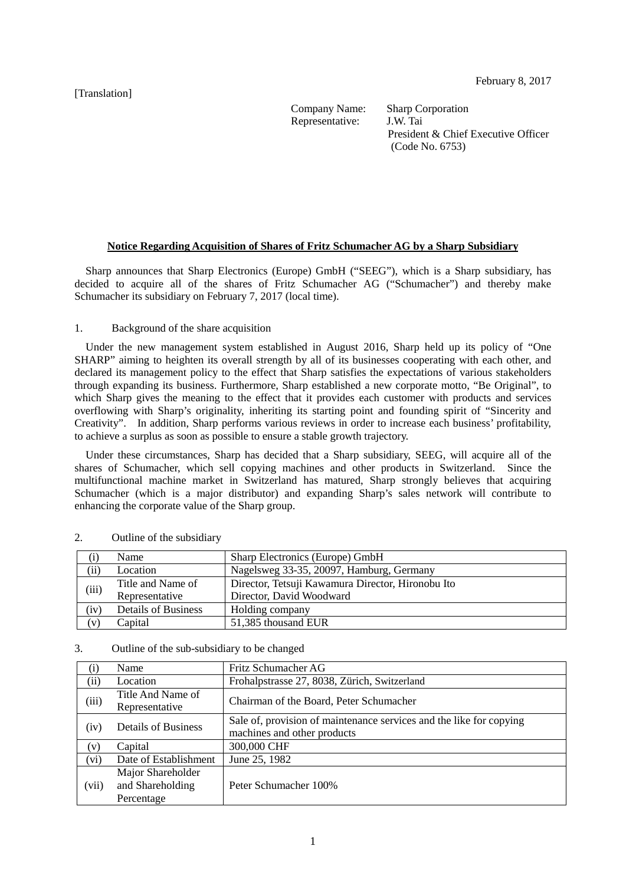February 8, 2017

[Translation]

Company Name: Sharp Corporation
Representative: J.W. Tai
President & Chief Executive Officer
(Code No. 6753)

**Notice Regarding Acquisition of Shares of Fritz Schumacher AG by a Sharp Subsidiary**

Sharp announces that Sharp Electronics (Europe) GmbH (“SEEG”), which is a Sharp subsidiary, has decided to acquire all of the shares of Fritz Schumacher AG (“Schumacher”) and thereby make Schumacher its subsidiary on February 7, 2017 (local time).

1. Background of the share acquisition

Under the new management system established in August 2016, Sharp held up its policy of “One SHARP” aiming to heighten its overall strength by all of its businesses cooperating with each other, and declared its management policy to the effect that Sharp satisfies the expectations of various stakeholders through expanding its business. Furthermore, Sharp established a new corporate motto, “Be Original”, to which Sharp gives the meaning to the effect that it provides each customer with products and services overflowing with Sharp’s originality, inheriting its starting point and founding spirit of “Sincerity and Creativity”. In addition, Sharp performs various reviews in order to increase each business’ profitability, to achieve a surplus as soon as possible to ensure a stable growth trajectory.

Under these circumstances, Sharp has decided that a Sharp subsidiary, SEEG, will acquire all of the shares of Schumacher, which sell copying machines and other products in Switzerland. Since the multifunctional machine market in Switzerland has matured, Sharp strongly believes that acquiring Schumacher (which is a major distributor) and expanding Sharp’s sales network will contribute to enhancing the corporate value of the Sharp group.

2. Outline of the subsidiary

| | | |
|---|---|---|
| (i) | Name | Sharp Electronics (Europe) GmbH |
| (ii) | Location | Nagelsweg 33-35, 20097, Hamburg, Germany |
| (iii) | Title and Name of Representative | Director, Tetsuji Kawamura Director, Hironobu Ito<br>Director, David Woodward |
| (iv) | Details of Business | Holding company |
| (v) | Capital | 51,385 thousand EUR |

3. Outline of the sub-subsidiary to be changed

| | | |
|---|---|---|
| (i) | Name | Fritz Schumacher AG |
| (ii) | Location | Frohalpstrasse 27, 8038, Zürich, Switzerland |
| (iii) | Title And Name of Representative | Chairman of the Board, Peter Schumacher |
| (iv) | Details of Business | Sale of, provision of maintenance services and the like for copying machines and other products |
| (v) | Capital | 300,000 CHF |
| (vi) | Date of Establishment | June 25, 1982 |
| (vii) | Major Shareholder and Shareholding Percentage | Peter Schumacher 100% |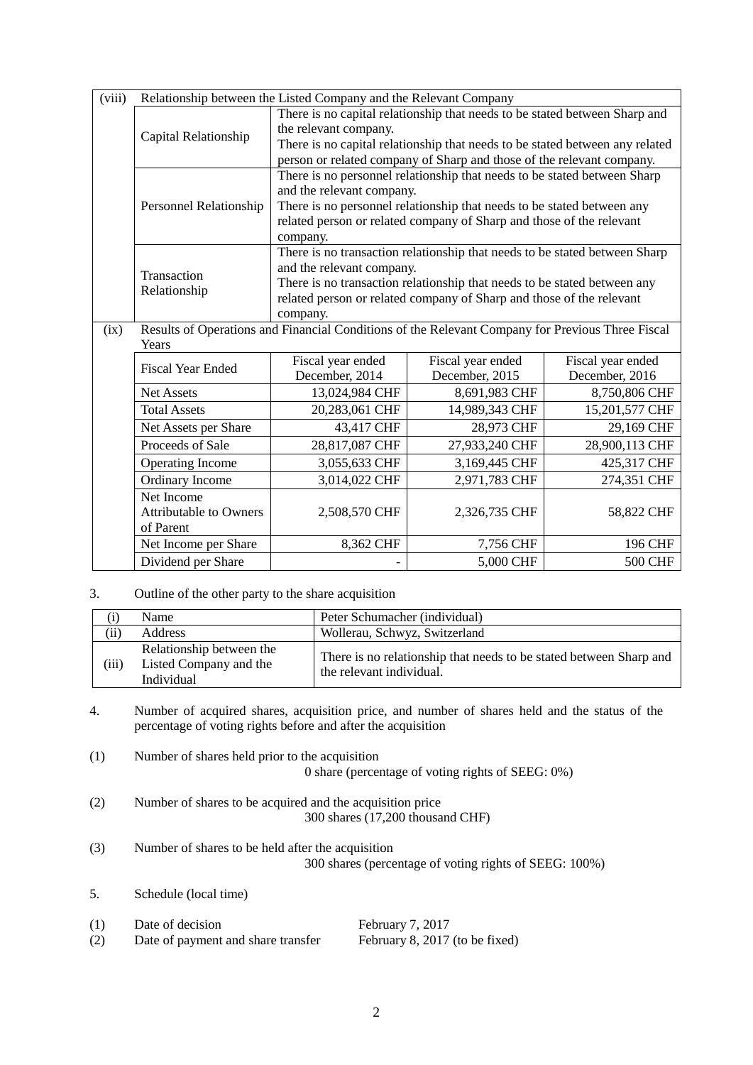| (viii) | Relationship between the Listed Company and the Relevant Company | | | |
|---|---|---|---|---|
| | Capital Relationship | There is no capital relationship that needs to be stated between Sharp and the relevant company. There is no capital relationship that needs to be stated between any related person or related company of Sharp and those of the relevant company. | | |
| | Personnel Relationship | There is no personnel relationship that needs to be stated between Sharp and the relevant company. There is no personnel relationship that needs to be stated between any related person or related company of Sharp and those of the relevant company. | | |
| | Transaction Relationship | There is no transaction relationship that needs to be stated between Sharp and the relevant company. There is no transaction relationship that needs to be stated between any related person or related company of Sharp and those of the relevant company. | | |
| (ix) | Results of Operations and Financial Conditions of the Relevant Company for Previous Three Fiscal Years | | | |
| | Fiscal Year Ended | Fiscal year ended December, 2014 | Fiscal year ended December, 2015 | Fiscal year ended December, 2016 |
| | Net Assets | 13,024,984 CHF | 8,691,983 CHF | 8,750,806 CHF |
| | Total Assets | 20,283,061 CHF | 14,989,343 CHF | 15,201,577 CHF |
| | Net Assets per Share | 43,417 CHF | 28,973 CHF | 29,169 CHF |
| | Proceeds of Sale | 28,817,087 CHF | 27,933,240 CHF | 28,900,113 CHF |
| | Operating Income | 3,055,633 CHF | 3,169,445 CHF | 425,317 CHF |
| | Ordinary Income | 3,014,022 CHF | 2,971,783 CHF | 274,351 CHF |
| | Net Income Attributable to Owners of Parent | 2,508,570 CHF | 2,326,735 CHF | 58,822 CHF |
| | Net Income per Share | 8,362 CHF | 7,756 CHF | 196 CHF |
| | Dividend per Share | - | 5,000 CHF | 500 CHF |

3. Outline of the other party to the share acquisition

| | | |
|---|---|---|
| (i) | Name | Peter Schumacher (individual) |
| (ii) | Address | Wollerau, Schwyz, Switzerland |
| (iii) | Relationship between the Listed Company and the Individual | There is no relationship that needs to be stated between Sharp and the relevant individual. |

4. Number of acquired shares, acquisition price, and number of shares held and the status of the percentage of voting rights before and after the acquisition

(1) Number of shares held prior to the acquisition
0 share (percentage of voting rights of SEEG: 0%)

(2) Number of shares to be acquired and the acquisition price
300 shares (17,200 thousand CHF)

(3) Number of shares to be held after the acquisition
300 shares (percentage of voting rights of SEEG: 100%)

5. Schedule (local time)

(1) Date of decision February 7, 2017
(2) Date of payment and share transfer February 8, 2017 (to be fixed)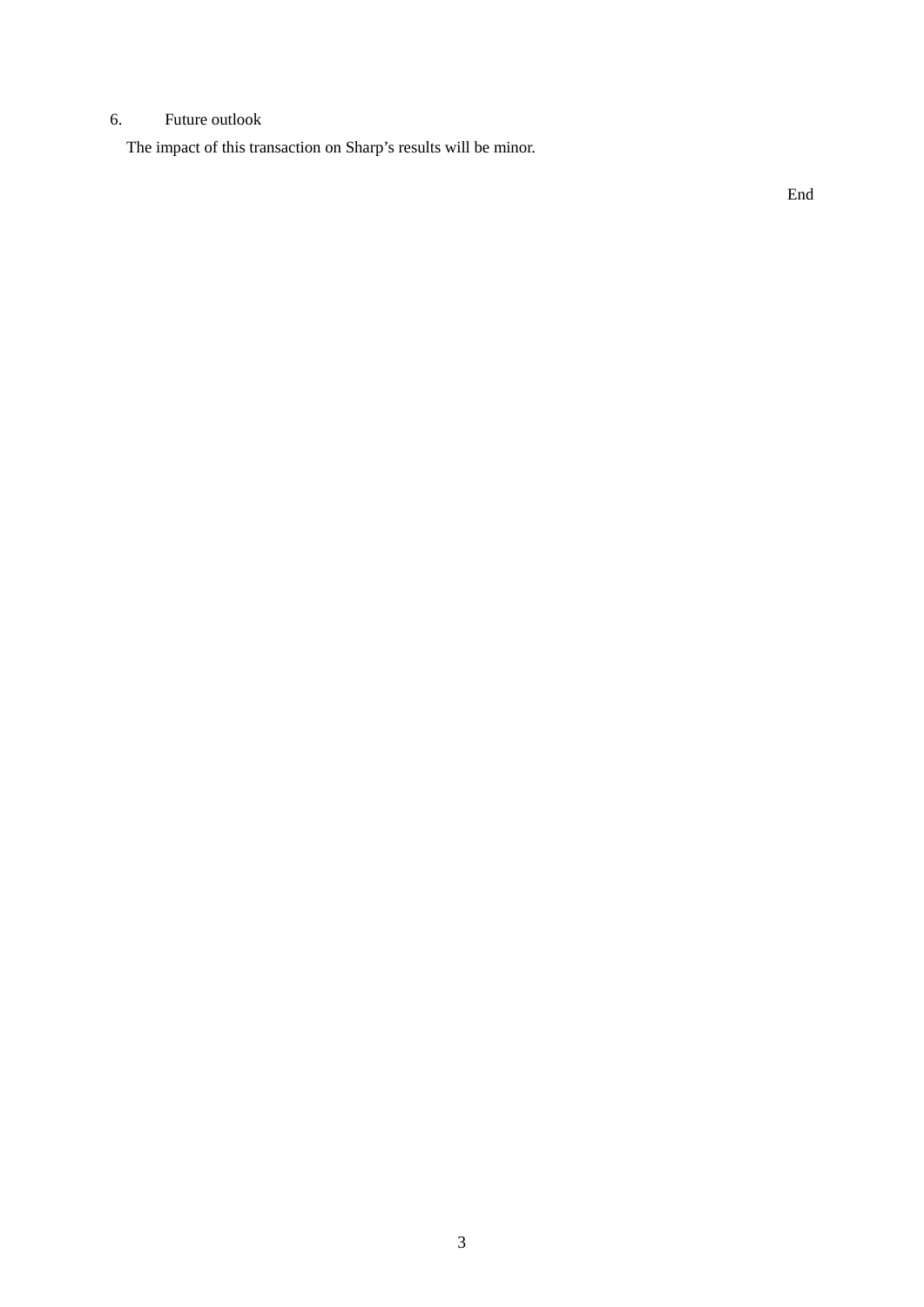6. Future outlook

The impact of this transaction on Sharp's results will be minor.

End